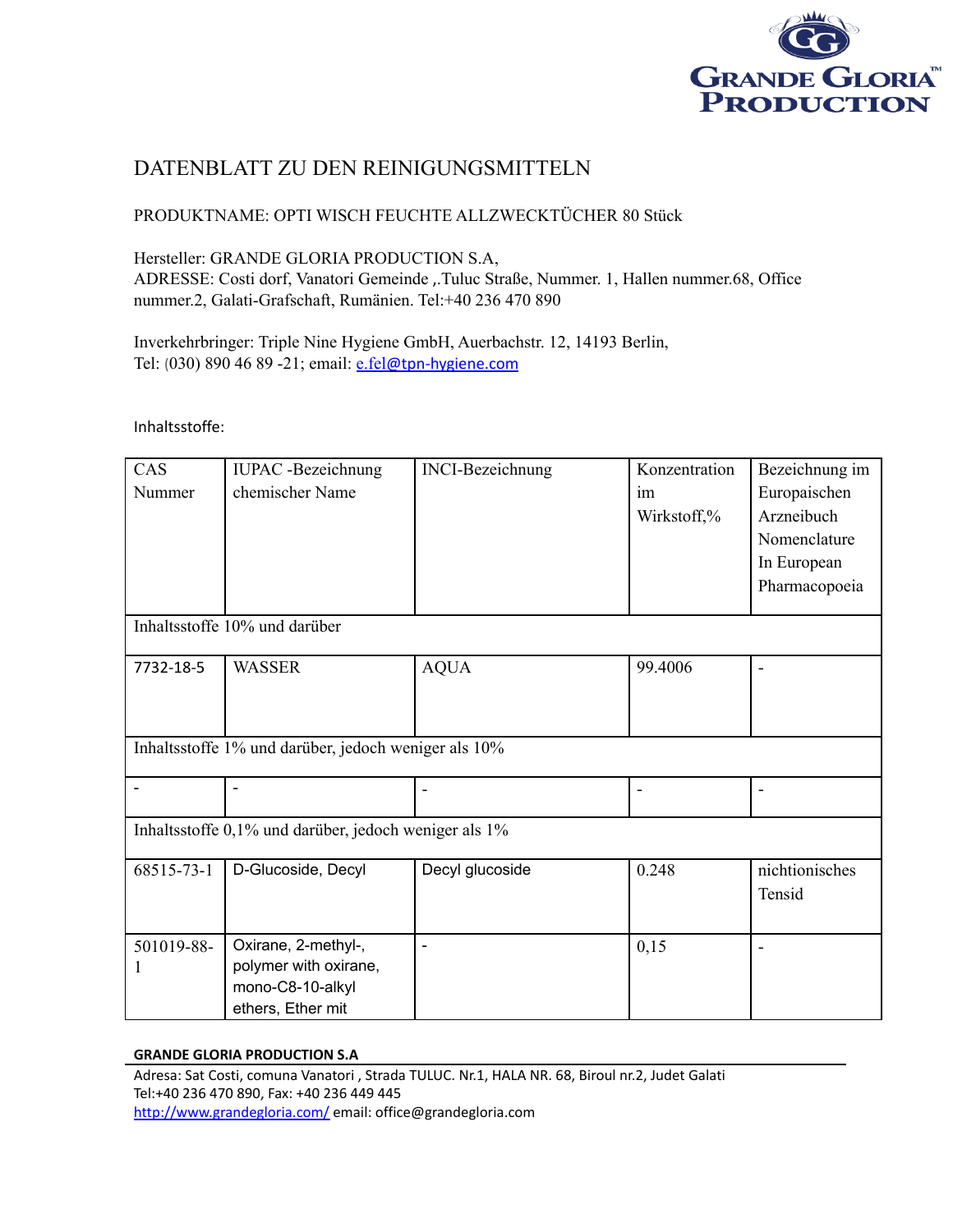# DATENBLATT ZU DEN REINIGUNGSMITTELN

PRODUKTNAME: OPTI WISCH FEUCHTE ALLZWECKTÜCHER 80 Stück

Hersteller: GRANDE GLORIA PRODUCTION S.A,
ADRESSE: Costi dorf, Vanatori Gemeinde ,.Tuluc Straße, Nummer. 1, Hallen nummer.68, Office nummer.2, Galati-Grafschaft, Rumänien. Tel:+40 236 470 890

Inverkehrbringer: Triple Nine Hygiene GmbH, Auerbachstr. 12, 14193 Berlin,
Tel: (030) 890 46 89 -21; email: e.fel@tpn-hygiene.com

Inhaltsstoffe:

| CAS Nummer | IUPAC -Bezeichnung chemischer Name | INCI-Bezeichnung | Konzentration im Wirkstoff,% | Bezeichnung im Europaischen Arzneibuch Nomenclature In European Pharmacopoeia |
|---|---|---|---|---|
| Inhaltsstoffe 10% und darüber | | | | |
| 7732-18-5 | WASSER | AQUA | 99.4006 | - |
| Inhaltsstoffe 1% und darüber, jedoch weniger als 10% | | | | |
| - | - | - | - | - |
| Inhaltsstoffe 0,1% und darüber, jedoch weniger als 1% | | | | |
| 68515-73-1 | D-Glucoside, Decyl | Decyl glucoside | 0.248 | nichtionisches Tensid |
| 501019-88-1 | Oxirane, 2-methyl-, polymer with oxirane, mono-C8-10-alkyl ethers, Ether mit | - | 0,15 | - |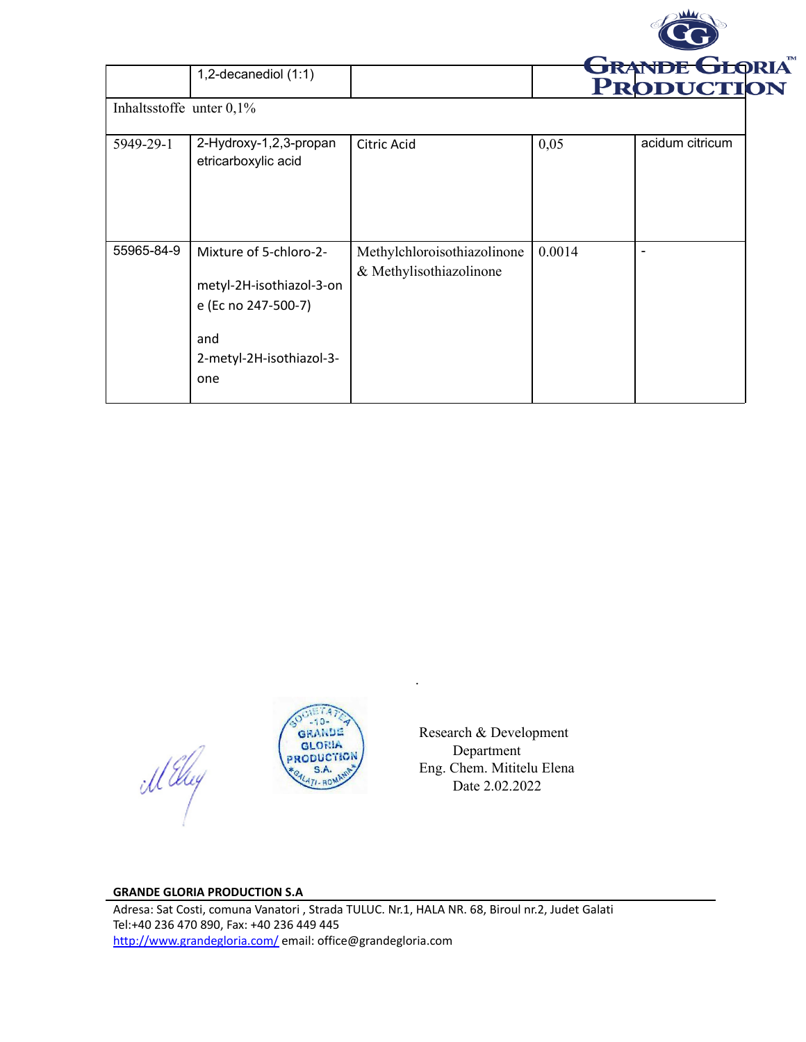| | | | | |
|---|---|---|---|---|
| | 1,2-decanediol (1:1) | | | |
| Inhaltsstoffe unter 0,1% | | | | |
| 5949-29-1 | 2-Hydroxy-1,2,3-propan etricarboxylic acid | Citric Acid | 0,05 | acidum citricum |
| 55965-84-9 | Mixture of 5-chloro-2-metyl-2H-isothiazol-3-one (Ec no 247-500-7) and 2-metyl-2H-isothiazol-3-one | Methylchloroisothiazolinone & Methylisothiazolinone | 0.0014 | - |

Research & Development Department
Eng. Chem. Mititelu Elena
Date 2.02.2022

SOCIETATEA -10- GRANDE GLORIA PRODUCTION S.A. GALATI-ROMANIA

**GRANDE GLORIA PRODUCTION S.A**

Adresa: Sat Costi, comuna Vanatori , Strada TULUC. Nr.1, HALA NR. 68, Biroul nr.2, Judet Galati
Tel:+40 236 470 890, Fax: +40 236 449 445
http://www.grandegloria.com/ email: office@grandegloria.com